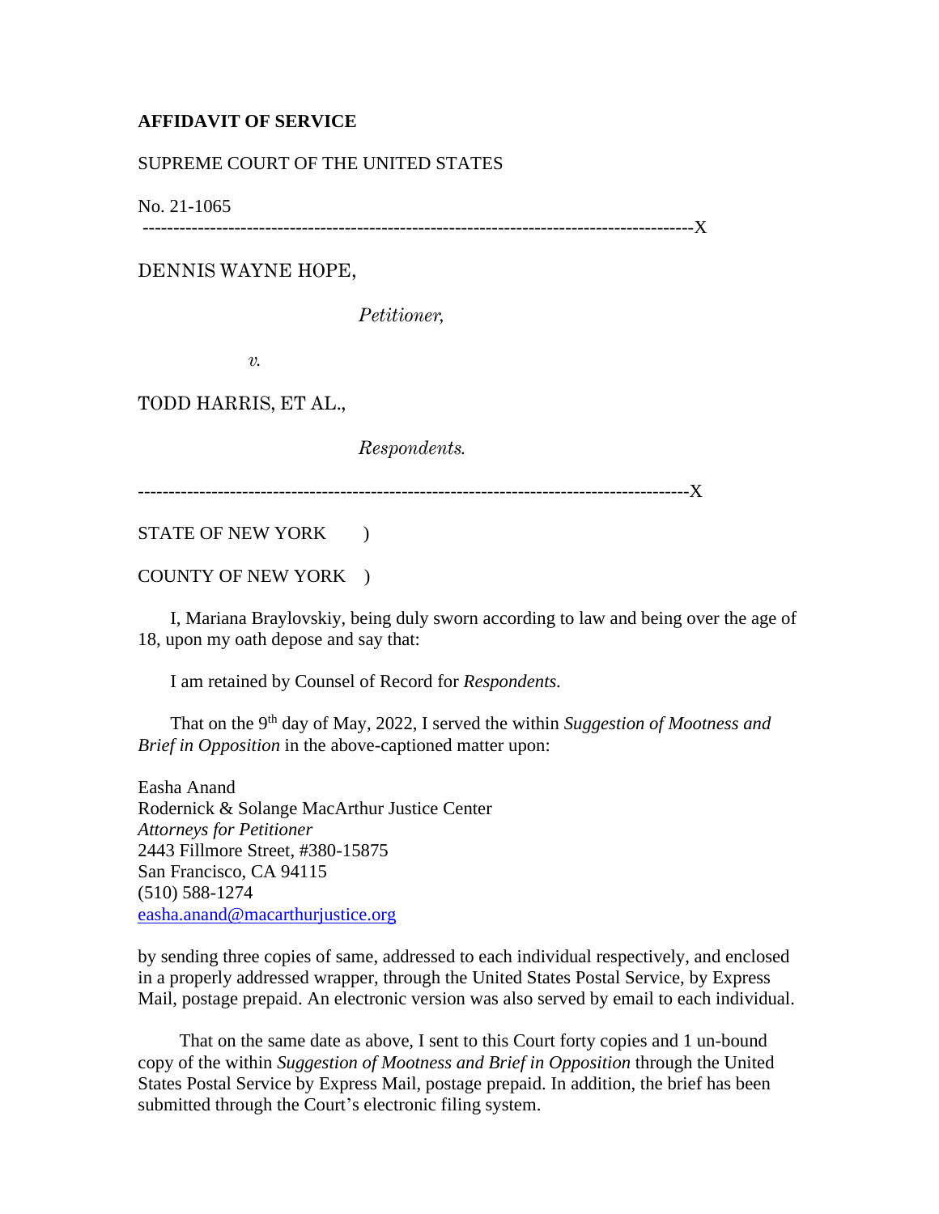**AFFIDAVIT OF SERVICE**

SUPREME COURT OF THE UNITED STATES

No. 21-1065

---------------------------------------------------------------------------------------X

DENNIS WAYNE HOPE,

*Petitioner,*

*v.*

TODD HARRIS, ET AL.,

*Respondents.*

---------------------------------------------------------------------------------------X

STATE OF NEW YORK )

COUNTY OF NEW YORK )

I, Mariana Braylovskiy, being duly sworn according to law and being over the age of 18, upon my oath depose and say that:

I am retained by Counsel of Record for *Respondents.*

That on the 9th day of May, 2022, I served the within *Suggestion of Mootness and Brief in Opposition* in the above-captioned matter upon:

Easha Anand
Rodernick & Solange MacArthur Justice Center
*Attorneys for Petitioner*
2443 Fillmore Street, #380-15875
San Francisco, CA 94115
(510) 588-1274
easha.anand@macarthurjustice.org

by sending three copies of same, addressed to each individual respectively, and enclosed in a properly addressed wrapper, through the United States Postal Service, by Express Mail, postage prepaid. An electronic version was also served by email to each individual.

That on the same date as above, I sent to this Court forty copies and 1 un-bound copy of the within *Suggestion of Mootness and Brief in Opposition* through the United States Postal Service by Express Mail, postage prepaid. In addition, the brief has been submitted through the Court's electronic filing system.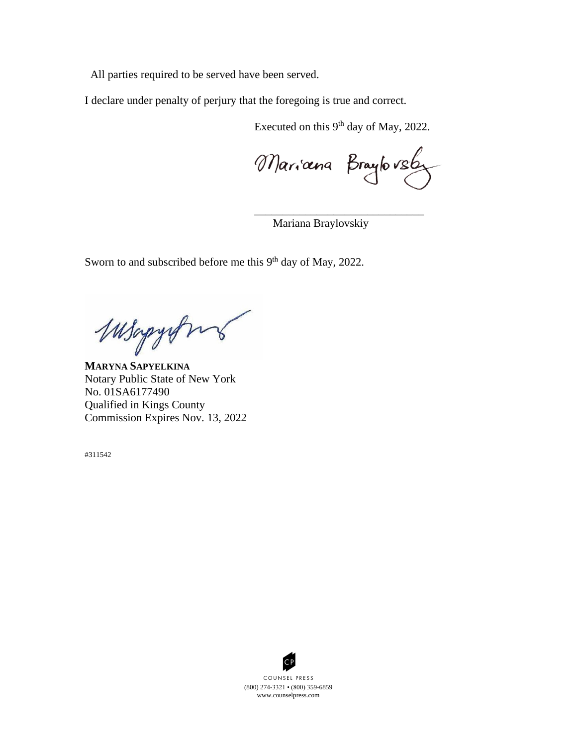All parties required to be served have been served.

I declare under penalty of perjury that the foregoing is true and correct.

Executed on this 9th day of May, 2022.

Mariana Braylovskiy

\_\_\_\_\_\_\_\_\_\_\_\_\_\_\_\_\_\_\_\_\_\_\_\_\_\_\_\_\_\_
Mariana Braylovskiy

Sworn to and subscribed before me this 9th day of May, 2022.

**MARYNA SAPYELKINA**
Notary Public State of New York
No. 01SA6177490
Qualified in Kings County
Commission Expires Nov. 13, 2022

#311542

COUNSEL PRESS
(800) 274-3321 • (800) 359-6859
www.counselpress.com